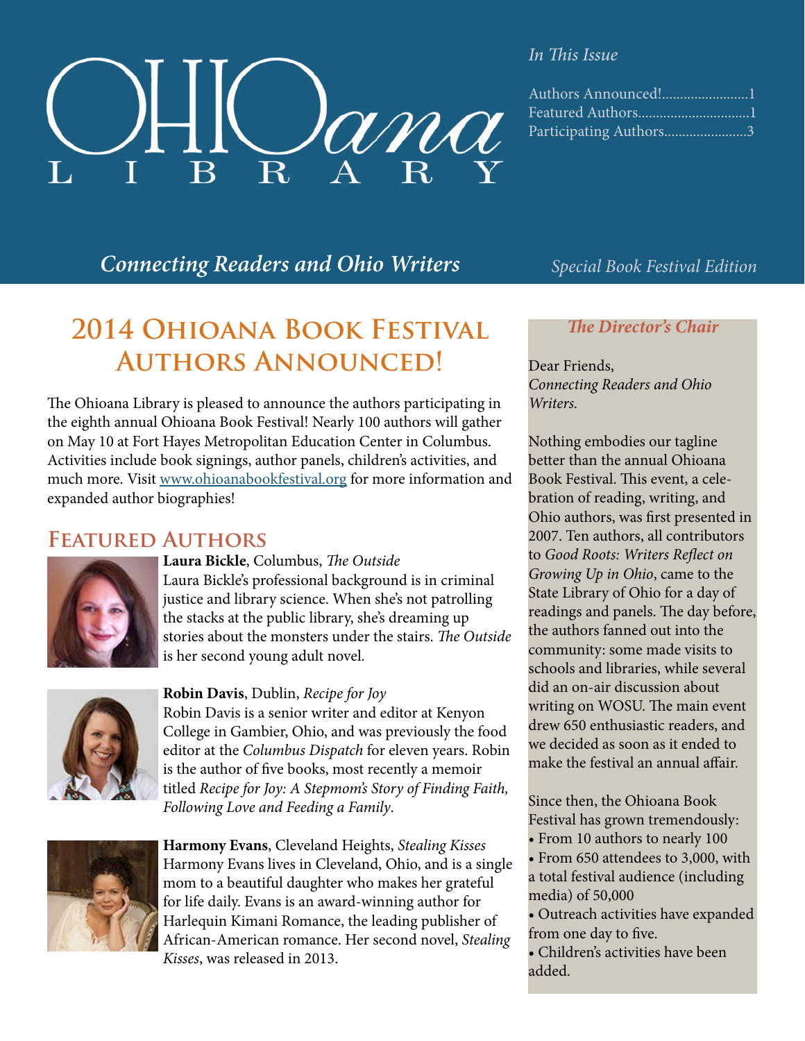# OHIOana LIBRARY

*Connecting Readers and Ohio Writers*

*Special Book Festival Edition*

*In This Issue*

Authors Announced!........................1
Featured Authors..............................1
Participating Authors.......................3

## 2014 Ohioana Book Festival Authors Announced!

The Ohioana Library is pleased to announce the authors participating in the eighth annual Ohioana Book Festival! Nearly 100 authors will gather on May 10 at Fort Hayes Metropolitan Education Center in Columbus. Activities include book signings, author panels, children's activities, and much more. Visit www.ohioanabookfestival.org for more information and expanded author biographies!

## Featured Authors

**Laura Bickle**, Columbus, *The Outside*
Laura Bickle's professional background is in criminal justice and library science. When she's not patrolling the stacks at the public library, she's dreaming up stories about the monsters under the stairs. *The Outside* is her second young adult novel.

**Robin Davis**, Dublin, *Recipe for Joy*
Robin Davis is a senior writer and editor at Kenyon College in Gambier, Ohio, and was previously the food editor at the *Columbus Dispatch* for eleven years. Robin is the author of five books, most recently a memoir titled *Recipe for Joy: A Stepmom's Story of Finding Faith, Following Love and Feeding a Family*.

**Harmony Evans**, Cleveland Heights, *Stealing Kisses*
Harmony Evans lives in Cleveland, Ohio, and is a single mom to a beautiful daughter who makes her grateful for life daily. Evans is an award-winning author for Harlequin Kimani Romance, the leading publisher of African-American romance. Her second novel, *Stealing Kisses*, was released in 2013.

### *The Director's Chair*

Dear Friends,
*Connecting Readers and Ohio Writers.*

Nothing embodies our tagline better than the annual Ohioana Book Festival. This event, a celebration of reading, writing, and Ohio authors, was first presented in 2007. Ten authors, all contributors to *Good Roots: Writers Reflect on Growing Up in Ohio*, came to the State Library of Ohio for a day of readings and panels. The day before, the authors fanned out into the community: some made visits to schools and libraries, while several did an on-air discussion about writing on WOSU. The main event drew 650 enthusiastic readers, and we decided as soon as it ended to make the festival an annual affair.

Since then, the Ohioana Book Festival has grown tremendously:

- From 10 authors to nearly 100
- From 650 attendees to 3,000, with a total festival audience (including media) of 50,000
- Outreach activities have expanded from one day to five.
- Children's activities have been added.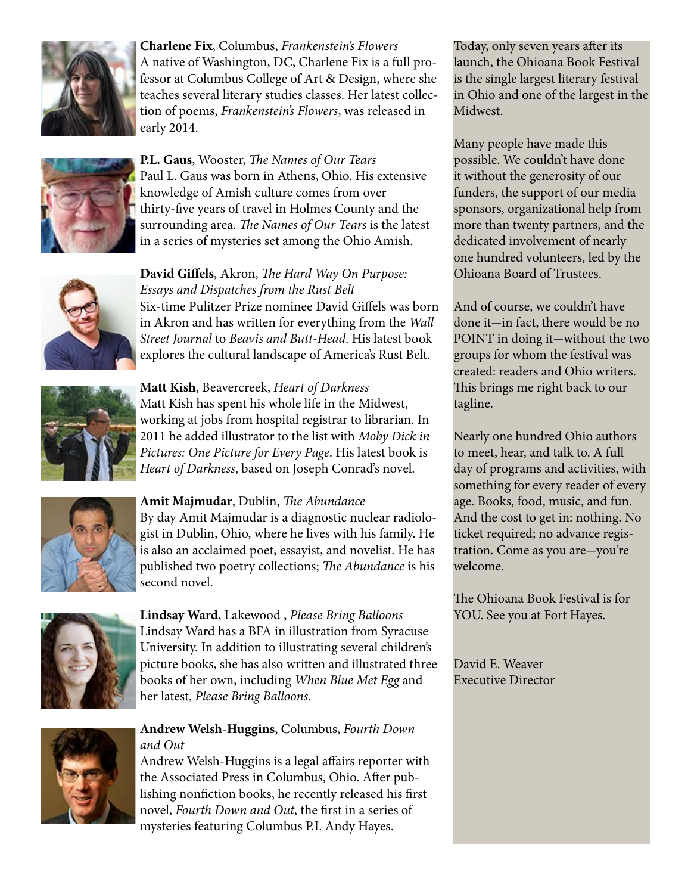**Charlene Fix**, Columbus, *Frankenstein's Flowers*
A native of Washington, DC, Charlene Fix is a full professor at Columbus College of Art & Design, where she teaches several literary studies classes. Her latest collection of poems, *Frankenstein's Flowers*, was released in early 2014.

**P.L. Gaus**, Wooster, *The Names of Our Tears*
Paul L. Gaus was born in Athens, Ohio. His extensive knowledge of Amish culture comes from over thirty-five years of travel in Holmes County and the surrounding area. *The Names of Our Tears* is the latest in a series of mysteries set among the Ohio Amish.

**David Giffels**, Akron, *The Hard Way On Purpose: Essays and Dispatches from the Rust Belt*
Six-time Pulitzer Prize nominee David Giffels was born in Akron and has written for everything from the *Wall Street Journal* to *Beavis and Butt-Head*. His latest book explores the cultural landscape of America's Rust Belt.

**Matt Kish**, Beavercreek, *Heart of Darkness*
Matt Kish has spent his whole life in the Midwest, working at jobs from hospital registrar to librarian. In 2011 he added illustrator to the list with *Moby Dick in Pictures: One Picture for Every Page*. His latest book is *Heart of Darkness*, based on Joseph Conrad's novel.

**Amit Majmudar**, Dublin, *The Abundance*
By day Amit Majmudar is a diagnostic nuclear radiologist in Dublin, Ohio, where he lives with his family. He is also an acclaimed poet, essayist, and novelist. He has published two poetry collections; *The Abundance* is his second novel.

**Lindsay Ward**, Lakewood , *Please Bring Balloons*
Lindsay Ward has a BFA in illustration from Syracuse University. In addition to illustrating several children's picture books, she has also written and illustrated three books of her own, including *When Blue Met Egg* and her latest, *Please Bring Balloons*.

**Andrew Welsh-Huggins**, Columbus, *Fourth Down and Out*
Andrew Welsh-Huggins is a legal affairs reporter with the Associated Press in Columbus, Ohio. After publishing nonfiction books, he recently released his first novel, *Fourth Down and Out*, the first in a series of mysteries featuring Columbus P.I. Andy Hayes.

Today, only seven years after its launch, the Ohioana Book Festival is the single largest literary festival in Ohio and one of the largest in the Midwest.

Many people have made this possible. We couldn't have done it without the generosity of our funders, the support of our media sponsors, organizational help from more than twenty partners, and the dedicated involvement of nearly one hundred volunteers, led by the Ohioana Board of Trustees.

And of course, we couldn't have done it—in fact, there would be no POINT in doing it—without the two groups for whom the festival was created: readers and Ohio writers. This brings me right back to our tagline.

Nearly one hundred Ohio authors to meet, hear, and talk to. A full day of programs and activities, with something for every reader of every age. Books, food, music, and fun. And the cost to get in: nothing. No ticket required; no advance registration. Come as you are—you're welcome.

The Ohioana Book Festival is for YOU. See you at Fort Hayes.

David E. Weaver
Executive Director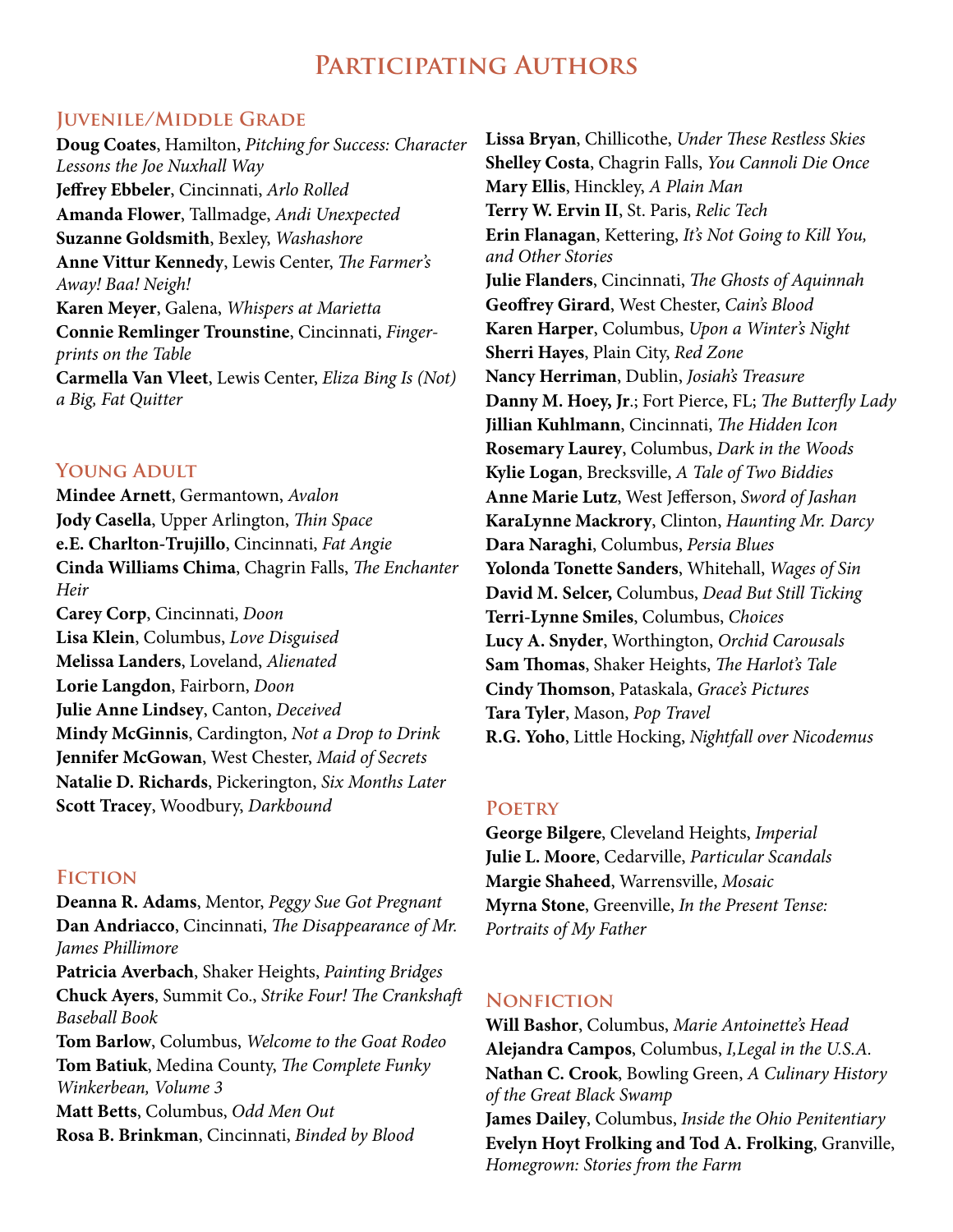# Participating Authors

## Juvenile/Middle Grade

**Doug Coates**, Hamilton, *Pitching for Success: Character Lessons the Joe Nuxhall Way*
**Jeffrey Ebbeler**, Cincinnati, *Arlo Rolled*
**Amanda Flower**, Tallmadge, *Andi Unexpected*
**Suzanne Goldsmith**, Bexley, *Washashore*
**Anne Vittur Kennedy**, Lewis Center, *The Farmer's Away! Baa! Neigh!*
**Karen Meyer**, Galena, *Whispers at Marietta*
**Connie Remlinger Trounstine**, Cincinnati, *Fingerprints on the Table*
**Carmella Van Vleet**, Lewis Center, *Eliza Bing Is (Not) a Big, Fat Quitter*

## Young Adult

**Mindee Arnett**, Germantown, *Avalon*
**Jody Casella**, Upper Arlington, *Thin Space*
**e.E. Charlton-Trujillo**, Cincinnati, *Fat Angie*
**Cinda Williams Chima**, Chagrin Falls, *The Enchanter Heir*
**Carey Corp**, Cincinnati, *Doon*
**Lisa Klein**, Columbus, *Love Disguised*
**Melissa Landers**, Loveland, *Alienated*
**Lorie Langdon**, Fairborn, *Doon*
**Julie Anne Lindsey**, Canton, *Deceived*
**Mindy McGinnis**, Cardington, *Not a Drop to Drink*
**Jennifer McGowan**, West Chester, *Maid of Secrets*
**Natalie D. Richards**, Pickerington, *Six Months Later*
**Scott Tracey**, Woodbury, *Darkbound*

## Fiction

**Deanna R. Adams**, Mentor, *Peggy Sue Got Pregnant*
**Dan Andriacco**, Cincinnati, *The Disappearance of Mr. James Phillimore*
**Patricia Averbach**, Shaker Heights, *Painting Bridges*
**Chuck Ayers**, Summit Co., *Strike Four! The Crankshaft Baseball Book*
**Tom Barlow**, Columbus, *Welcome to the Goat Rodeo*
**Tom Batiuk**, Medina County, *The Complete Funky Winkerbean, Volume 3*
**Matt Betts**, Columbus, *Odd Men Out*
**Rosa B. Brinkman**, Cincinnati, *Binded by Blood*
**Lissa Bryan**, Chillicothe, *Under These Restless Skies*
**Shelley Costa**, Chagrin Falls, *You Cannoli Die Once*
**Mary Ellis**, Hinckley, *A Plain Man*
**Terry W. Ervin II**, St. Paris, *Relic Tech*
**Erin Flanagan**, Kettering, *It's Not Going to Kill You, and Other Stories*
**Julie Flanders**, Cincinnati, *The Ghosts of Aquinnah*
**Geoffrey Girard**, West Chester, *Cain's Blood*
**Karen Harper**, Columbus, *Upon a Winter's Night*
**Sherri Hayes**, Plain City, *Red Zone*
**Nancy Herriman**, Dublin, *Josiah's Treasure*
**Danny M. Hoey, Jr**.; Fort Pierce, FL; *The Butterfly Lady*
**Jillian Kuhlmann**, Cincinnati, *The Hidden Icon*
**Rosemary Laurey**, Columbus, *Dark in the Woods*
**Kylie Logan**, Brecksville, *A Tale of Two Biddies*
**Anne Marie Lutz**, West Jefferson, *Sword of Jashan*
**KaraLynne Mackrory**, Clinton, *Haunting Mr. Darcy*
**Dara Naraghi**, Columbus, *Persia Blues*
**Yolonda Tonette Sanders**, Whitehall, *Wages of Sin*
**David M. Selcer,** Columbus, *Dead But Still Ticking*
**Terri-Lynne Smiles**, Columbus, *Choices*
**Lucy A. Snyder**, Worthington, *Orchid Carousals*
**Sam Thomas**, Shaker Heights, *The Harlot's Tale*
**Cindy Thomson**, Pataskala, *Grace's Pictures*
**Tara Tyler**, Mason, *Pop Travel*
**R.G. Yoho**, Little Hocking, *Nightfall over Nicodemus*

## Poetry

**George Bilgere**, Cleveland Heights, *Imperial*
**Julie L. Moore**, Cedarville, *Particular Scandals*
**Margie Shaheed**, Warrensville, *Mosaic*
**Myrna Stone**, Greenville, *In the Present Tense: Portraits of My Father*

## Nonfiction

**Will Bashor**, Columbus, *Marie Antoinette's Head*
**Alejandra Campos**, Columbus, *I,Legal in the U.S.A.*
**Nathan C. Crook**, Bowling Green, *A Culinary History of the Great Black Swamp*
**James Dailey**, Columbus, *Inside the Ohio Penitentiary*
**Evelyn Hoyt Frolking and Tod A. Frolking**, Granville, *Homegrown: Stories from the Farm*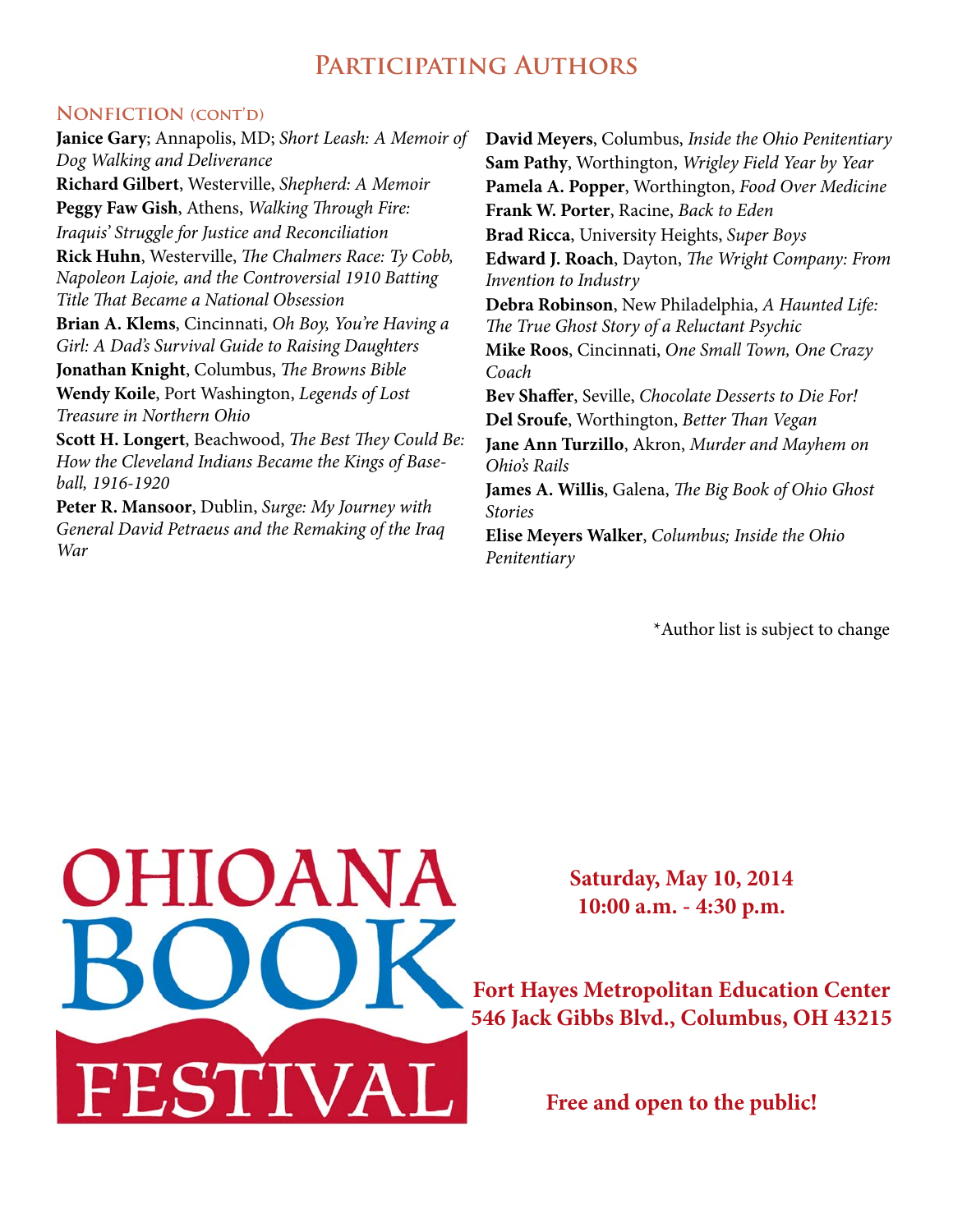# Participating Authors

## Nonfiction (cont'd)

**Janice Gary**; Annapolis, MD; *Short Leash: A Memoir of Dog Walking and Deliverance*

**Richard Gilbert**, Westerville, *Shepherd: A Memoir*

**Peggy Faw Gish**, Athens, *Walking Through Fire: Iraquis' Struggle for Justice and Reconciliation*

**Rick Huhn**, Westerville, *The Chalmers Race: Ty Cobb, Napoleon Lajoie, and the Controversial 1910 Batting Title That Became a National Obsession*

**Brian A. Klems**, Cincinnati, *Oh Boy, You're Having a Girl: A Dad's Survival Guide to Raising Daughters*

**Jonathan Knight**, Columbus, *The Browns Bible*

**Wendy Koile**, Port Washington, *Legends of Lost Treasure in Northern Ohio*

**Scott H. Longert**, Beachwood, *The Best They Could Be: How the Cleveland Indians Became the Kings of Baseball, 1916-1920*

**Peter R. Mansoor**, Dublin, *Surge: My Journey with General David Petraeus and the Remaking of the Iraq War*

**David Meyers**, Columbus, *Inside the Ohio Penitentiary*

**Sam Pathy**, Worthington, *Wrigley Field Year by Year*

**Pamela A. Popper**, Worthington, *Food Over Medicine*

**Frank W. Porter**, Racine, *Back to Eden*

**Brad Ricca**, University Heights, *Super Boys*

**Edward J. Roach**, Dayton, *The Wright Company: From Invention to Industry*

**Debra Robinson**, New Philadelphia, *A Haunted Life: The True Ghost Story of a Reluctant Psychic*

**Mike Roos**, Cincinnati, *One Small Town, One Crazy Coach*

**Bev Shaffer**, Seville, *Chocolate Desserts to Die For!*

**Del Sroufe**, Worthington, *Better Than Vegan*

**Jane Ann Turzillo**, Akron, *Murder and Mayhem on Ohio's Rails*

**James A. Willis**, Galena, *The Big Book of Ohio Ghost Stories*

**Elise Meyers Walker**, *Columbus; Inside the Ohio Penitentiary*

*Author list is subject to change

OHIOANA BOOK FESTIVAL

**Saturday, May 10, 2014**
**10:00 a.m. - 4:30 p.m.**

**Fort Hayes Metropolitan Education Center**
**546 Jack Gibbs Blvd., Columbus, OH 43215**

**Free and open to the public!**